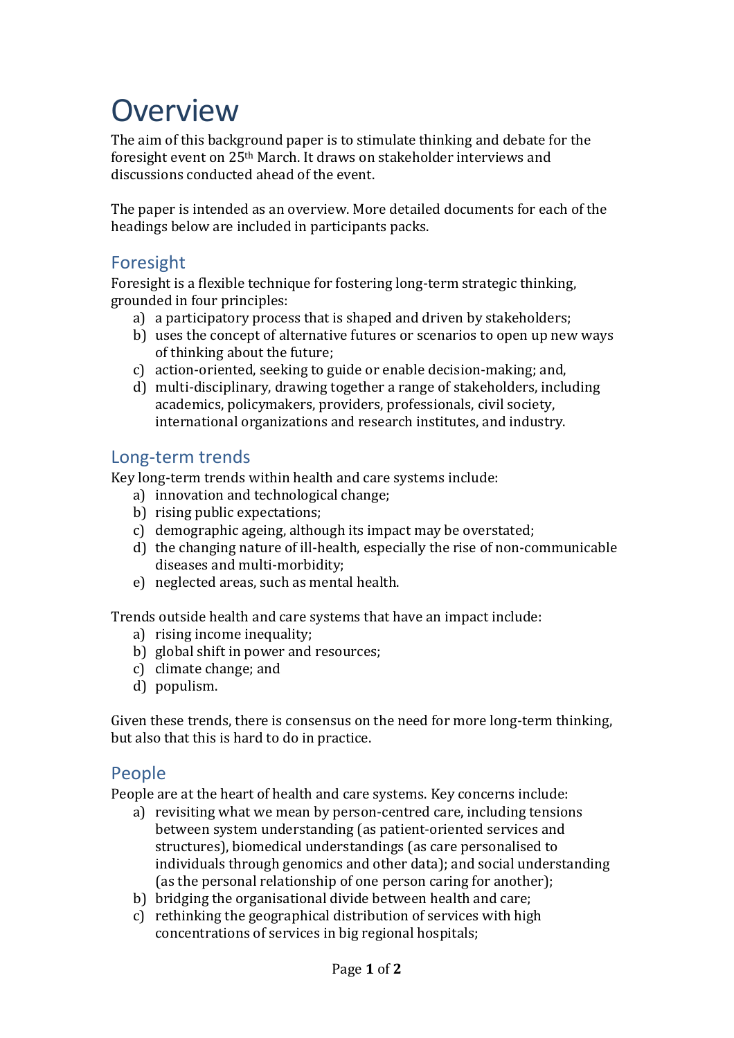# Overview

The aim of this background paper is to stimulate thinking and debate for the foresight event on 25th March. It draws on stakeholder interviews and discussions conducted ahead of the event.

The paper is intended as an overview. More detailed documents for each of the headings below are included in participants packs.

## Foresight

Foresight is a flexible technique for fostering long-term strategic thinking, grounded in four principles:

a) a participatory process that is shaped and driven by stakeholders;
b) uses the concept of alternative futures or scenarios to open up new ways of thinking about the future;
c) action-oriented, seeking to guide or enable decision-making; and,
d) multi-disciplinary, drawing together a range of stakeholders, including academics, policymakers, providers, professionals, civil society, international organizations and research institutes, and industry.

## Long-term trends

Key long-term trends within health and care systems include:

a) innovation and technological change;
b) rising public expectations;
c) demographic ageing, although its impact may be overstated;
d) the changing nature of ill-health, especially the rise of non-communicable diseases and multi-morbidity;
e) neglected areas, such as mental health.

Trends outside health and care systems that have an impact include:

a) rising income inequality;
b) global shift in power and resources;
c) climate change; and
d) populism.

Given these trends, there is consensus on the need for more long-term thinking, but also that this is hard to do in practice.

## People

People are at the heart of health and care systems. Key concerns include:

a) revisiting what we mean by person-centred care, including tensions between system understanding (as patient-oriented services and structures), biomedical understandings (as care personalised to individuals through genomics and other data); and social understanding (as the personal relationship of one person caring for another);
b) bridging the organisational divide between health and care;
c) rethinking the geographical distribution of services with high concentrations of services in big regional hospitals;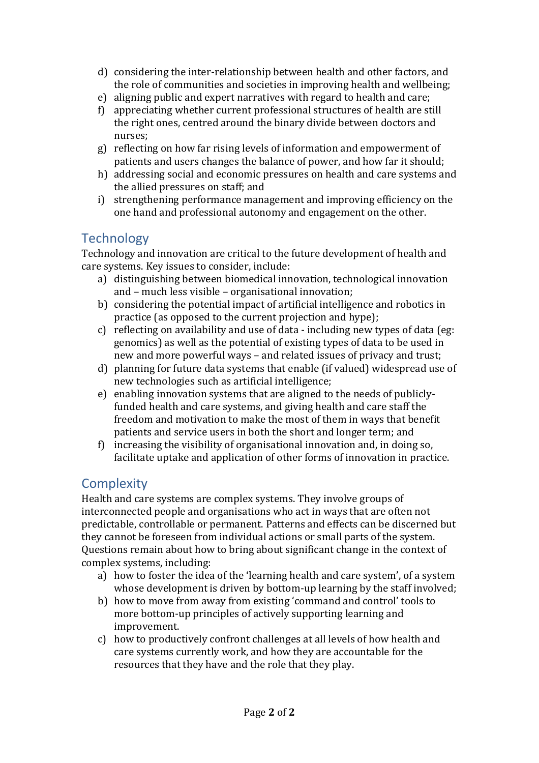d) considering the inter-relationship between health and other factors, and the role of communities and societies in improving health and wellbeing;
e) aligning public and expert narratives with regard to health and care;
f) appreciating whether current professional structures of health are still the right ones, centred around the binary divide between doctors and nurses;
g) reflecting on how far rising levels of information and empowerment of patients and users changes the balance of power, and how far it should;
h) addressing social and economic pressures on health and care systems and the allied pressures on staff; and
i) strengthening performance management and improving efficiency on the one hand and professional autonomy and engagement on the other.

## Technology

Technology and innovation are critical to the future development of health and care systems. Key issues to consider, include:

a) distinguishing between biomedical innovation, technological innovation and – much less visible – organisational innovation;
b) considering the potential impact of artificial intelligence and robotics in practice (as opposed to the current projection and hype);
c) reflecting on availability and use of data - including new types of data (eg: genomics) as well as the potential of existing types of data to be used in new and more powerful ways – and related issues of privacy and trust;
d) planning for future data systems that enable (if valued) widespread use of new technologies such as artificial intelligence;
e) enabling innovation systems that are aligned to the needs of publicly-funded health and care systems, and giving health and care staff the freedom and motivation to make the most of them in ways that benefit patients and service users in both the short and longer term; and
f) increasing the visibility of organisational innovation and, in doing so, facilitate uptake and application of other forms of innovation in practice.

## Complexity

Health and care systems are complex systems. They involve groups of interconnected people and organisations who act in ways that are often not predictable, controllable or permanent. Patterns and effects can be discerned but they cannot be foreseen from individual actions or small parts of the system. Questions remain about how to bring about significant change in the context of complex systems, including:

a) how to foster the idea of the 'learning health and care system', of a system whose development is driven by bottom-up learning by the staff involved;
b) how to move from away from existing 'command and control' tools to more bottom-up principles of actively supporting learning and improvement.
c) how to productively confront challenges at all levels of how health and care systems currently work, and how they are accountable for the resources that they have and the role that they play.